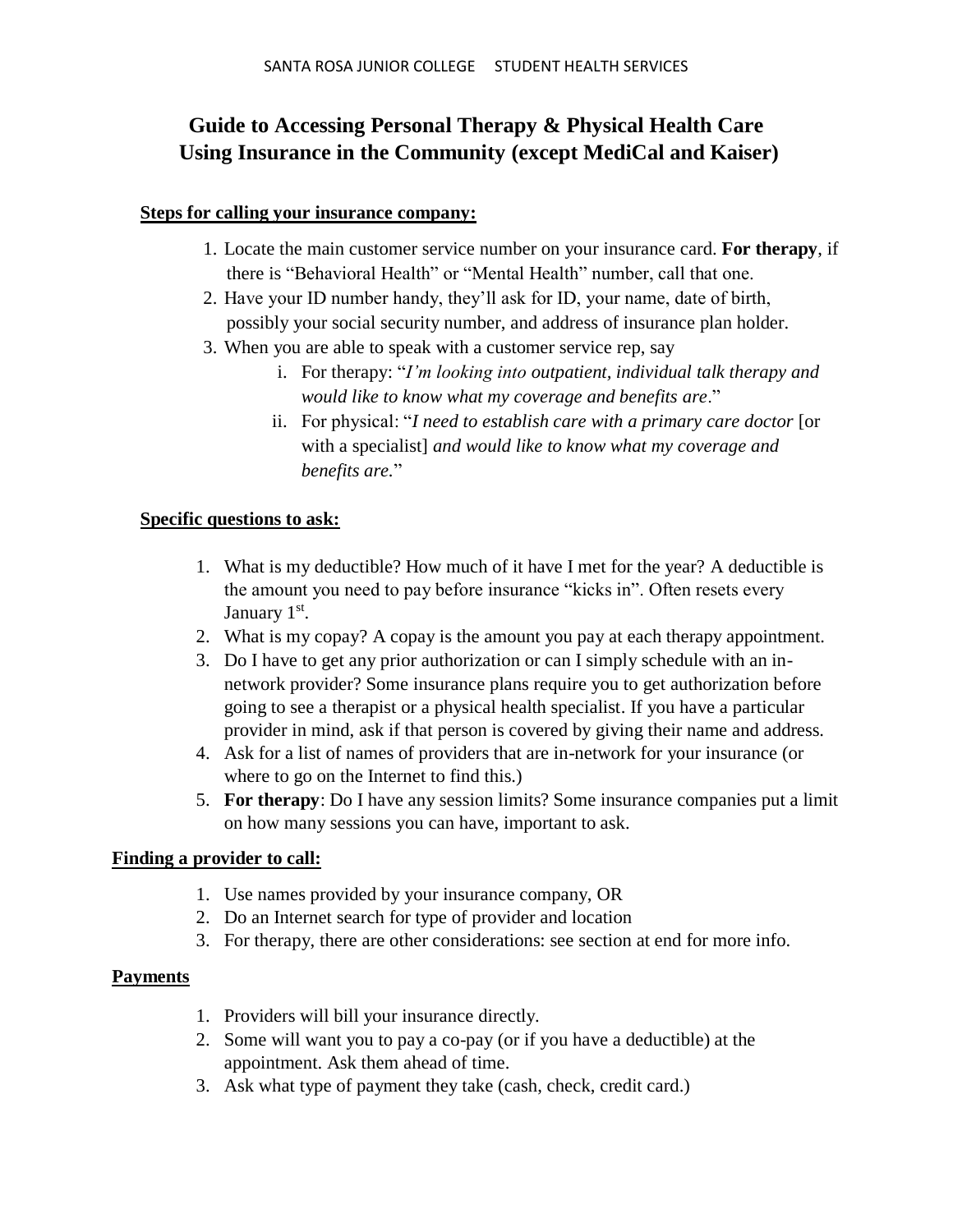SANTA ROSA JUNIOR COLLEGE STUDENT HEALTH SERVICES

# Guide to Accessing Personal Therapy & Physical Health Care Using Insurance in the Community (except MediCal and Kaiser)

## Steps for calling your insurance company:

1. Locate the main customer service number on your insurance card. **For therapy**, if there is "Behavioral Health" or "Mental Health" number, call that one.
2. Have your ID number handy, they'll ask for ID, your name, date of birth, possibly your social security number, and address of insurance plan holder.
3. When you are able to speak with a customer service rep, say
   i. For therapy: "*I'm looking into outpatient, individual talk therapy and would like to know what my coverage and benefits are*."
   ii. For physical: "*I need to establish care with a primary care doctor* [or with a specialist] *and would like to know what my coverage and benefits are.*"

## Specific questions to ask:

1. What is my deductible? How much of it have I met for the year? A deductible is the amount you need to pay before insurance "kicks in". Often resets every January 1st.
2. What is my copay? A copay is the amount you pay at each therapy appointment.
3. Do I have to get any prior authorization or can I simply schedule with an in-network provider? Some insurance plans require you to get authorization before going to see a therapist or a physical health specialist. If you have a particular provider in mind, ask if that person is covered by giving their name and address.
4. Ask for a list of names of providers that are in-network for your insurance (or where to go on the Internet to find this.)
5. **For therapy**: Do I have any session limits? Some insurance companies put a limit on how many sessions you can have, important to ask.

## Finding a provider to call:

1. Use names provided by your insurance company, OR
2. Do an Internet search for type of provider and location
3. For therapy, there are other considerations: see section at end for more info.

## Payments

1. Providers will bill your insurance directly.
2. Some will want you to pay a co-pay (or if you have a deductible) at the appointment. Ask them ahead of time.
3. Ask what type of payment they take (cash, check, credit card.)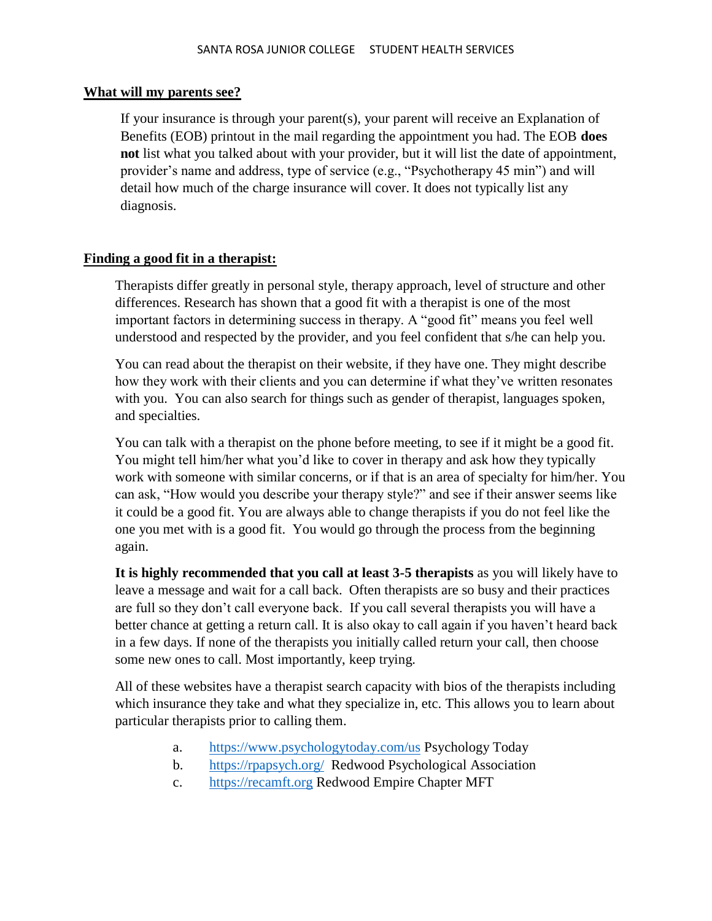## What will my parents see?

If your insurance is through your parent(s), your parent will receive an Explanation of Benefits (EOB) printout in the mail regarding the appointment you had. The EOB **does not** list what you talked about with your provider, but it will list the date of appointment, provider's name and address, type of service (e.g., "Psychotherapy 45 min") and will detail how much of the charge insurance will cover. It does not typically list any diagnosis.

## Finding a good fit in a therapist:

Therapists differ greatly in personal style, therapy approach, level of structure and other differences. Research has shown that a good fit with a therapist is one of the most important factors in determining success in therapy. A "good fit" means you feel well understood and respected by the provider, and you feel confident that s/he can help you.

You can read about the therapist on their website, if they have one. They might describe how they work with their clients and you can determine if what they've written resonates with you. You can also search for things such as gender of therapist, languages spoken, and specialties.

You can talk with a therapist on the phone before meeting, to see if it might be a good fit. You might tell him/her what you'd like to cover in therapy and ask how they typically work with someone with similar concerns, or if that is an area of specialty for him/her. You can ask, "How would you describe your therapy style?" and see if their answer seems like it could be a good fit. You are always able to change therapists if you do not feel like the one you met with is a good fit. You would go through the process from the beginning again.

**It is highly recommended that you call at least 3-5 therapists** as you will likely have to leave a message and wait for a call back. Often therapists are so busy and their practices are full so they don't call everyone back. If you call several therapists you will have a better chance at getting a return call. It is also okay to call again if you haven't heard back in a few days. If none of the therapists you initially called return your call, then choose some new ones to call. Most importantly, keep trying.

All of these websites have a therapist search capacity with bios of the therapists including which insurance they take and what they specialize in, etc. This allows you to learn about particular therapists prior to calling them.

a. [https://www.psychologytoday.com/us](https://www.psychologytoday.com/us) Psychology Today
b. [https://rpapsych.org/](https://rpapsych.org/) Redwood Psychological Association
c. [https://recamft.org](https://recamft.org) Redwood Empire Chapter MFT